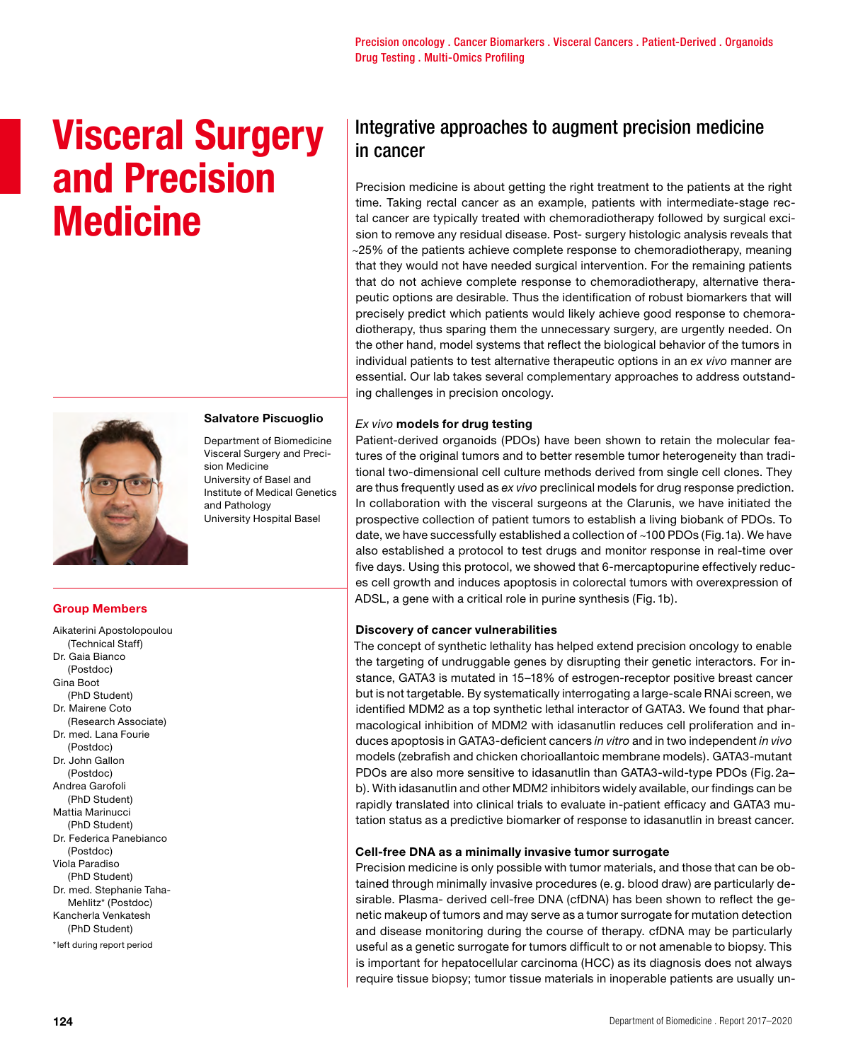Precision oncology . Cancer Biomarkers . Visceral Cancers . Patient-Derived . Organoids Drug Testing . Multi-Omics Profiling

# Visceral Surgery and Precision Medicine

**Salvatore Piscuoglio**

Department of Biomedicine
Visceral Surgery and Precision Medicine
University of Basel and Institute of Medical Genetics and Pathology
University Hospital Basel

**Group Members**

Aikaterini Apostolopoulou (Technical Staff)
Dr. Gaia Bianco (Postdoc)
Gina Boot (PhD Student)
Dr. Mairene Coto (Research Associate)
Dr. med. Lana Fourie (Postdoc)
Dr. John Gallon (Postdoc)
Andrea Garofoli (PhD Student)
Mattia Marinucci (PhD Student)
Dr. Federica Panebianco (Postdoc)
Viola Paradiso (PhD Student)
Dr. med. Stephanie Taha-Mehlitz* (Postdoc)
Kancherla Venkatesh (PhD Student)

*left during report period

## Integrative approaches to augment precision medicine in cancer

Precision medicine is about getting the right treatment to the patients at the right time. Taking rectal cancer as an example, patients with intermediate-stage rectal cancer are typically treated with chemoradiotherapy followed by surgical excision to remove any residual disease. Post- surgery histologic analysis reveals that ~25% of the patients achieve complete response to chemoradiotherapy, meaning that they would not have needed surgical intervention. For the remaining patients that do not achieve complete response to chemoradiotherapy, alternative therapeutic options are desirable. Thus the identification of robust biomarkers that will precisely predict which patients would likely achieve good response to chemoradiotherapy, thus sparing them the unnecessary surgery, are urgently needed. On the other hand, model systems that reflect the biological behavior of the tumors in individual patients to test alternative therapeutic options in an *ex vivo* manner are essential. Our lab takes several complementary approaches to address outstanding challenges in precision oncology.

### *Ex vivo* models for drug testing

Patient-derived organoids (PDOs) have been shown to retain the molecular features of the original tumors and to better resemble tumor heterogeneity than traditional two-dimensional cell culture methods derived from single cell clones. They are thus frequently used as *ex vivo* preclinical models for drug response prediction. In collaboration with the visceral surgeons at the Clarunis, we have initiated the prospective collection of patient tumors to establish a living biobank of PDOs. To date, we have successfully established a collection of ~100 PDOs (Fig. 1a). We have also established a protocol to test drugs and monitor response in real-time over five days. Using this protocol, we showed that 6-mercaptopurine effectively reduces cell growth and induces apoptosis in colorectal tumors with overexpression of ADSL, a gene with a critical role in purine synthesis (Fig. 1b).

### Discovery of cancer vulnerabilities

The concept of synthetic lethality has helped extend precision oncology to enable the targeting of undruggable genes by disrupting their genetic interactors. For instance, GATA3 is mutated in 15–18% of estrogen-receptor positive breast cancer but is not targetable. By systematically interrogating a large-scale RNAi screen, we identified MDM2 as a top synthetic lethal interactor of GATA3. We found that pharmacological inhibition of MDM2 with idasanutlin reduces cell proliferation and induces apoptosis in GATA3-deficient cancers *in vitro* and in two independent *in vivo* models (zebrafish and chicken chorioallantoic membrane models). GATA3-mutant PDOs are also more sensitive to idasanutlin than GATA3-wild-type PDOs (Fig. 2a–b). With idasanutlin and other MDM2 inhibitors widely available, our findings can be rapidly translated into clinical trials to evaluate in-patient efficacy and GATA3 mutation status as a predictive biomarker of response to idasanutlin in breast cancer.

### Cell-free DNA as a minimally invasive tumor surrogate

Precision medicine is only possible with tumor materials, and those that can be obtained through minimally invasive procedures (e. g. blood draw) are particularly desirable. Plasma- derived cell-free DNA (cfDNA) has been shown to reflect the genetic makeup of tumors and may serve as a tumor surrogate for mutation detection and disease monitoring during the course of therapy. cfDNA may be particularly useful as a genetic surrogate for tumors difficult to or not amenable to biopsy. This is important for hepatocellular carcinoma (HCC) as its diagnosis does not always require tissue biopsy; tumor tissue materials in inoperable patients are usually un-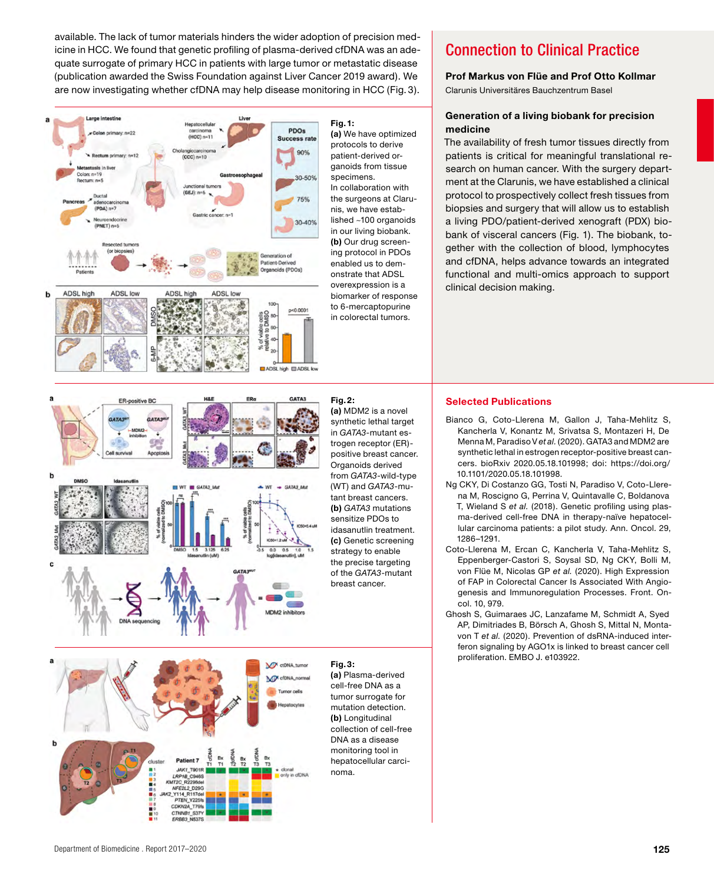available. The lack of tumor materials hinders the wider adoption of precision medicine in HCC. We found that genetic profiling of plasma-derived cfDNA was an adequate surrogate of primary HCC in patients with large tumor or metastatic disease (publication awarded the Swiss Foundation against Liver Cancer 2019 award). We are now investigating whether cfDNA may help disease monitoring in HCC (Fig. 3).

**Fig. 1:** **(a)** We have optimized protocols to derive patient-derived organoids from tissue specimens. In collaboration with the surgeons at Clarunis, we have established ~100 organoids in our living biobank. **(b)** Our drug screening protocol in PDOs enabled us to demonstrate that ADSL overexpression is a biomarker of response to 6-mercaptopurine in colorectal tumors.

**Fig. 2:** **(a)** MDM2 is a novel synthetic lethal target in *GATA3*-mutant estrogen receptor (ER)-positive breast cancer. Organoids derived from *GATA3*-wild-type (WT) and *GATA3*-mutant breast cancers. **(b)** *GATA3* mutations sensitize PDOs to idasanutlin treatment. **(c)** Genetic screening strategy to enable the precise targeting of the *GATA3*-mutant breast cancer.

**Fig. 3:** **(a)** Plasma-derived cell-free DNA as a tumor surrogate for mutation detection. **(b)** Longitudinal collection of cell-free DNA as a disease monitoring tool in hepatocellular carcinoma.

# Connection to Clinical Practice

**Prof Markus von Flüe and Prof Otto Kollmar**

Clarunis Universitäres Bauchzentrum Basel

### Generation of a living biobank for precision medicine

The availability of fresh tumor tissues directly from patients is critical for meaningful translational research on human cancer. With the surgery department at the Clarunis, we have established a clinical protocol to prospectively collect fresh tissues from biopsies and surgery that will allow us to establish a living PDO/patient-derived xenograft (PDX) biobank of visceral cancers (Fig. 1). The biobank, together with the collection of blood, lymphocytes and cfDNA, helps advance towards an integrated functional and multi-omics approach to support clinical decision making.

## Selected Publications

Bianco G, Coto-Llerena M, Gallon J, Taha-Mehlitz S, Kancherla V, Konantz M, Srivatsa S, Montazeri H, De Menna M, Paradiso V *et al.* (2020). GATA3 and MDM2 are synthetic lethal in estrogen receptor-positive breast cancers. bioRxiv 2020.05.18.101998; doi: https://doi.org/10.1101/2020.05.18.101998.

Ng CKY, Di Costanzo GG, Tosti N, Paradiso V, Coto-Llerena M, Roscigno G, Perrina V, Quintavalle C, Boldanova T, Wieland S *et al.* (2018). Genetic profiling using plasma-derived cell-free DNA in therapy-naïve hepatocellular carcinoma patients: a pilot study. Ann. Oncol. 29, 1286–1291.

Coto-Llerena M, Ercan C, Kancherla V, Taha-Mehlitz S, Eppenberger-Castori S, Soysal SD, Ng CKY, Bolli M, von Flüe M, Nicolas GP *et al.* (2020). High Expression of FAP in Colorectal Cancer Is Associated With Angiogenesis and Immunoregulation Processes. Front. Oncol. 10, 979.

Ghosh S, Guimaraes JC, Lanzafame M, Schmidt A, Syed AP, Dimitriades B, Börsch A, Ghosh S, Mittal N, Montavon T *et al.* (2020). Prevention of dsRNA-induced interferon signaling by AGO1x is linked to breast cancer cell proliferation. EMBO J. e103922.